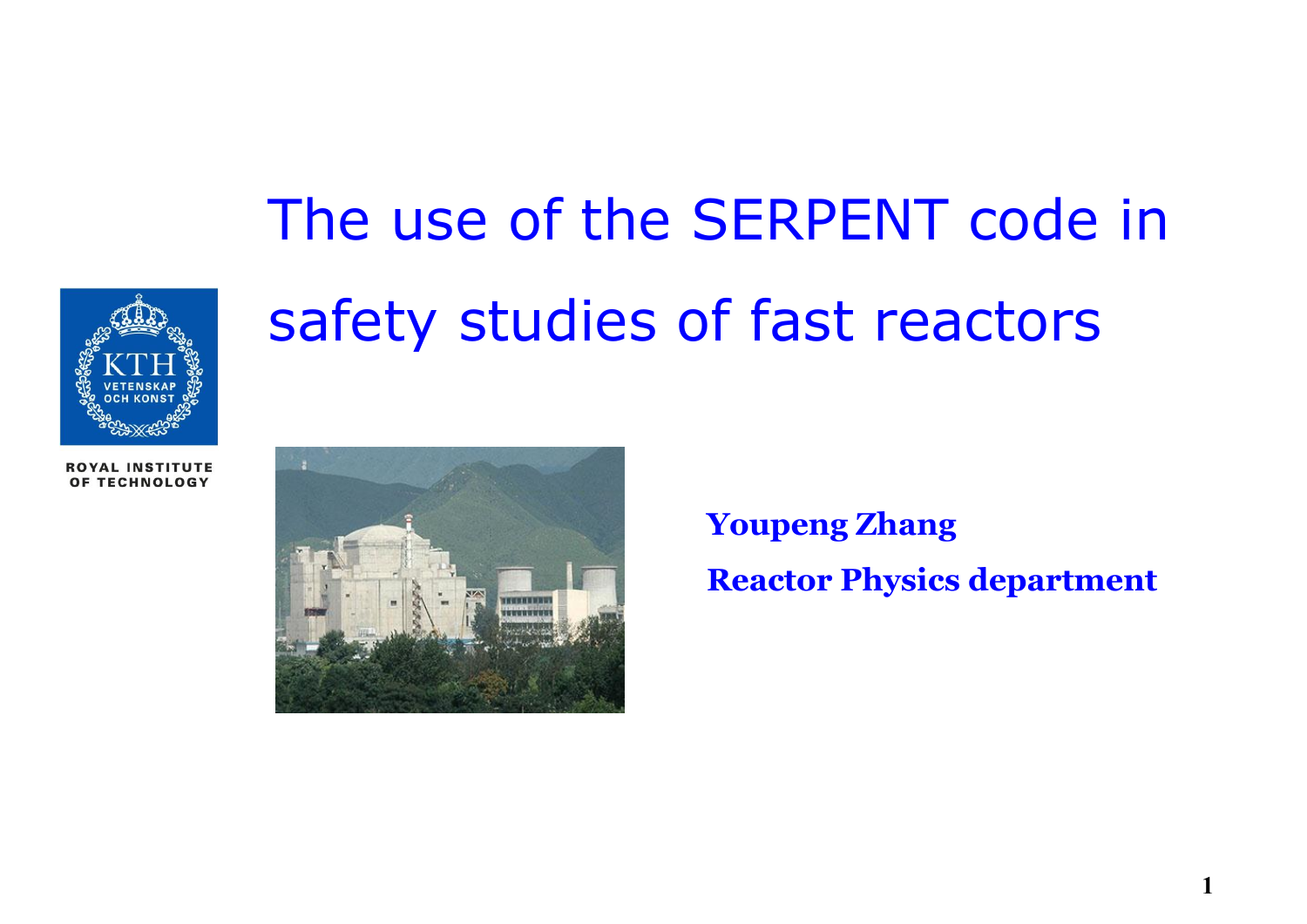# The use of the SERPENT code in safety studies of fast reactors

ROYAL INSTITUTE OF TECHNOLOGY

**Youpeng Zhang**

**Reactor Physics department**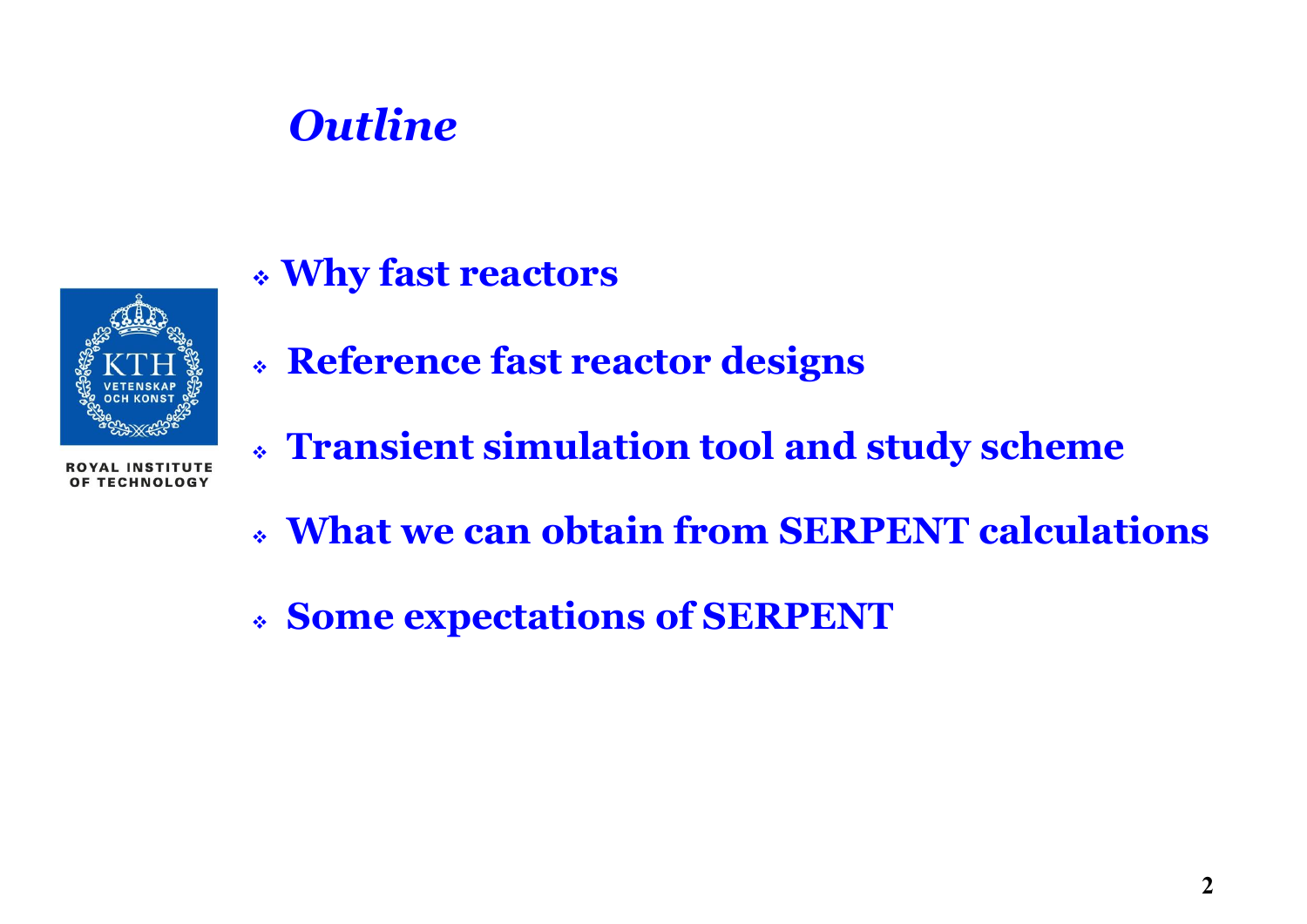# *Outline*

- **Why fast reactors**
- **Reference fast reactor designs**
- **Transient simulation tool and study scheme**
- **What we can obtain from SERPENT calculations**
- **Some expectations of SERPENT**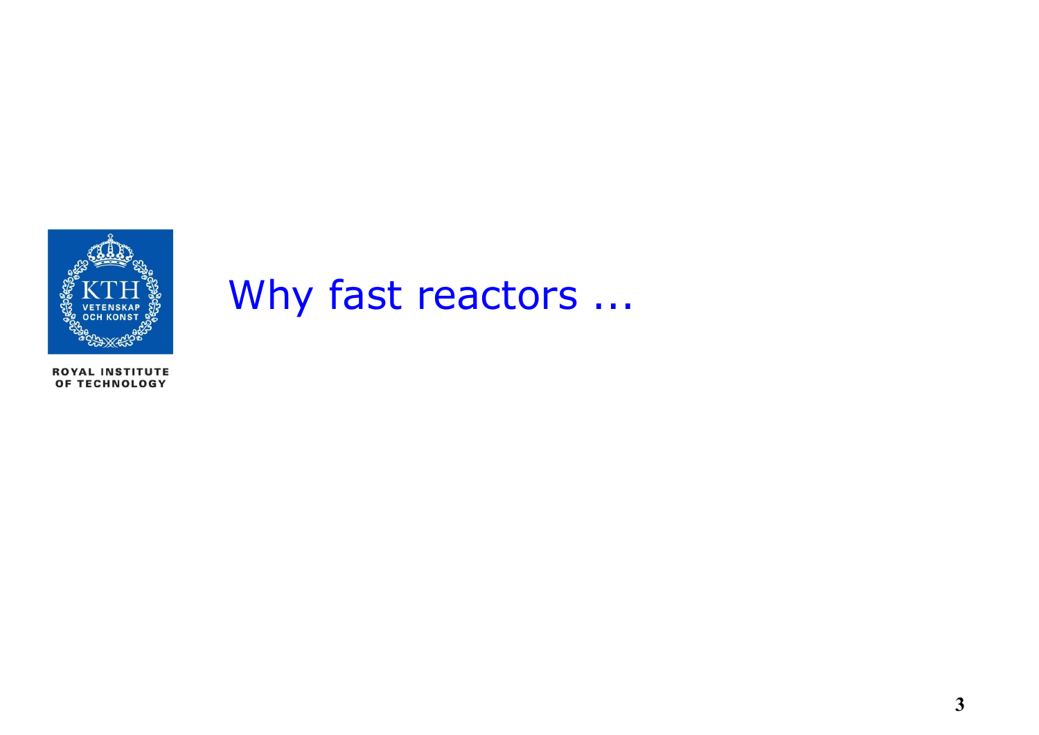# Why fast reactors ...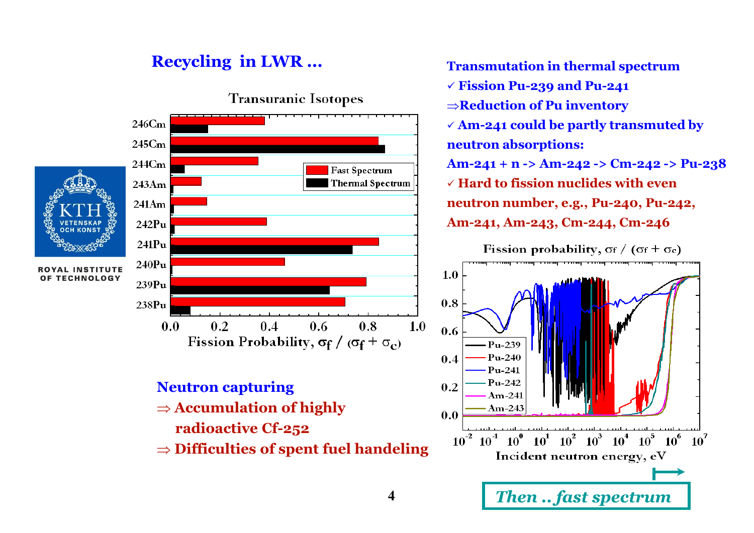## Recycling in LWR ...

Transuranic Isotopes

Fission Probability, $\sigma_f / (\sigma_f + \sigma_c)$

**Neutron capturing**

⇒ **Accumulation of highly radioactive Cf-252**

⇒ **Difficulties of spent fuel handeling**

**Transmutation in thermal spectrum**

✓ **Fission Pu-239 and Pu-241**

⇒**Reduction of Pu inventory**

✓ **Am-241 could be partly transmuted by neutron absorptions:**

**Am-241 + n -> Am-242 -> Cm-242 -> Pu-238**

✓ **Hard to fission nuclides with even neutron number, e.g., Pu-240, Pu-242, Am-241, Am-243, Cm-244, Cm-246**

Fission probability, $\sigma_f / (\sigma_f + \sigma_c)$

Incident neutron energy, eV

***Then .. fast spectrum***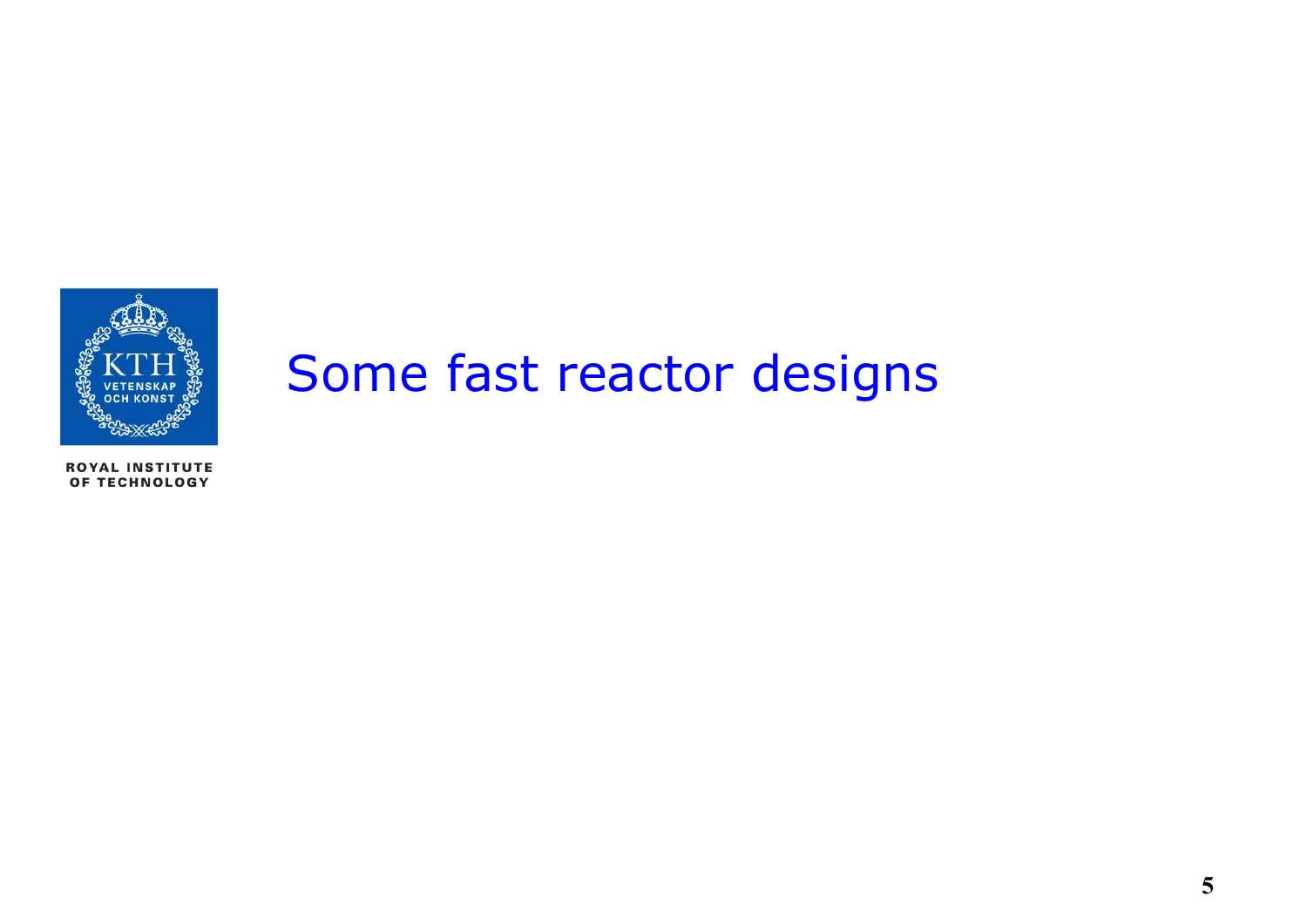# Some fast reactor designs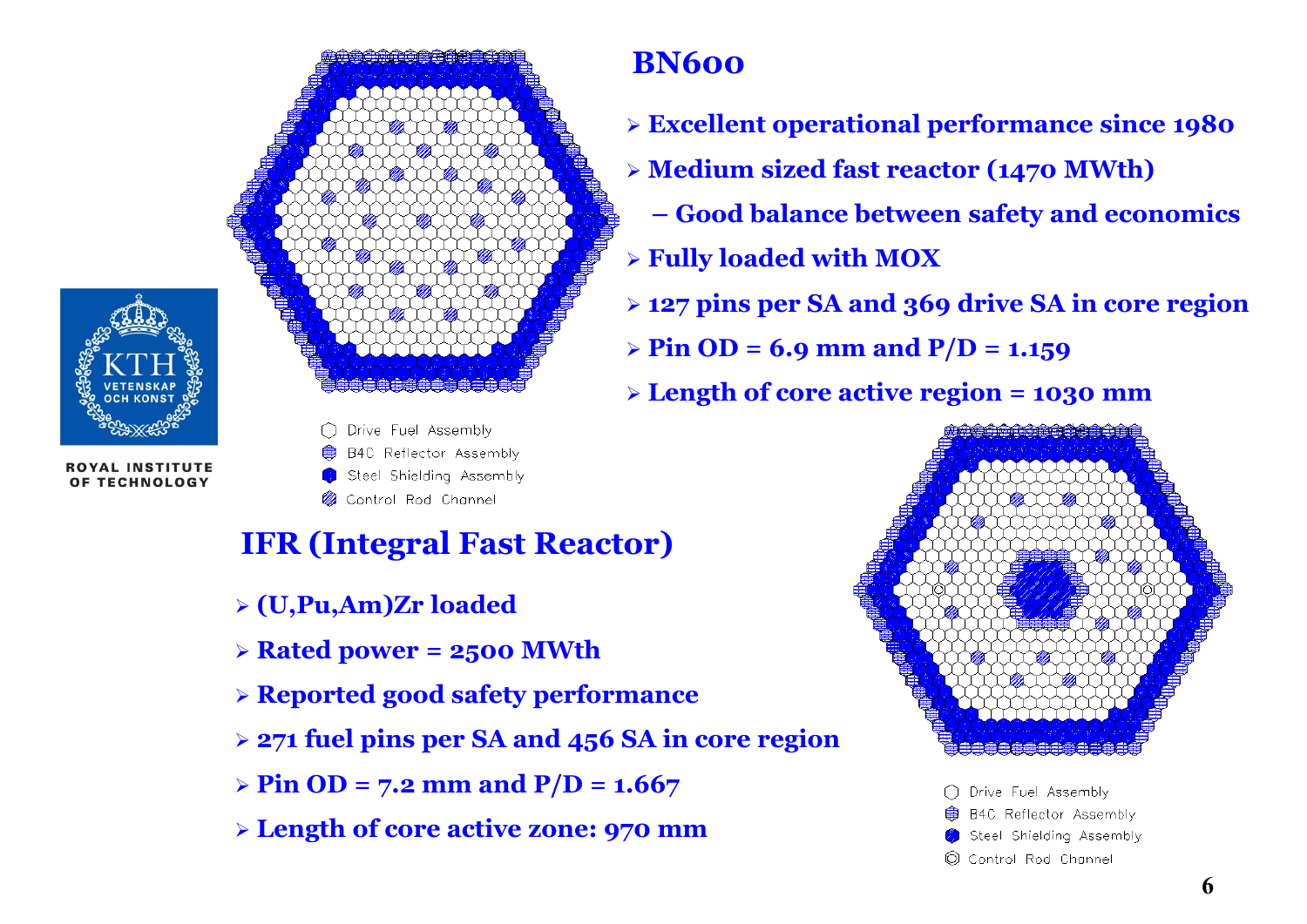Drive Fuel Assembly
B4C Reflector Assembly
Steel Shielding Assembly
Control Rod Channel

## BN600

- Excellent operational performance since 1980
- Medium sized fast reactor (1470 MWth)
  - – Good balance between safety and economics
- Fully loaded with MOX
- 127 pins per SA and 369 drive SA in core region
- Pin OD = 6.9 mm and P/D = 1.159
- Length of core active region = 1030 mm

## IFR (Integral Fast Reactor)

- (U,Pu,Am)Zr loaded
- Rated power = 2500 MWth
- Reported good safety performance
- 271 fuel pins per SA and 456 SA in core region
- Pin OD = 7.2 mm and P/D = 1.667
- Length of core active zone: 970 mm

Drive Fuel Assembly
B4C Reflector Assembly
Steel Shielding Assembly
Control Rod Channel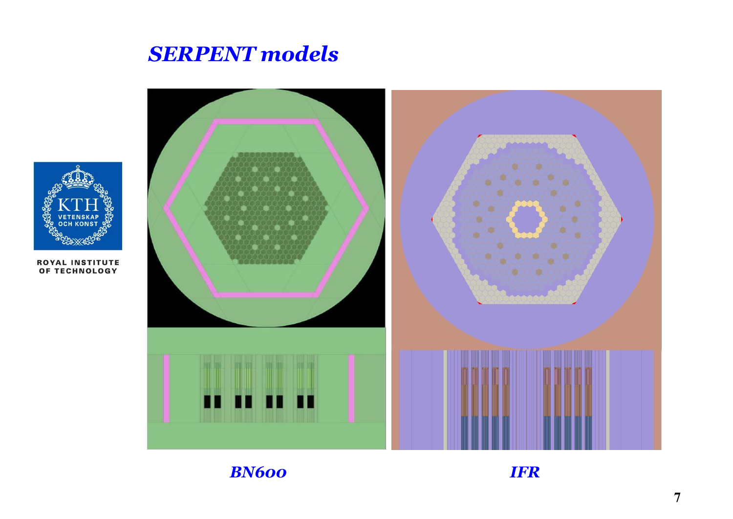# *SERPENT models*

ROYAL INSTITUTE OF TECHNOLOGY

*BN600*

*IFR*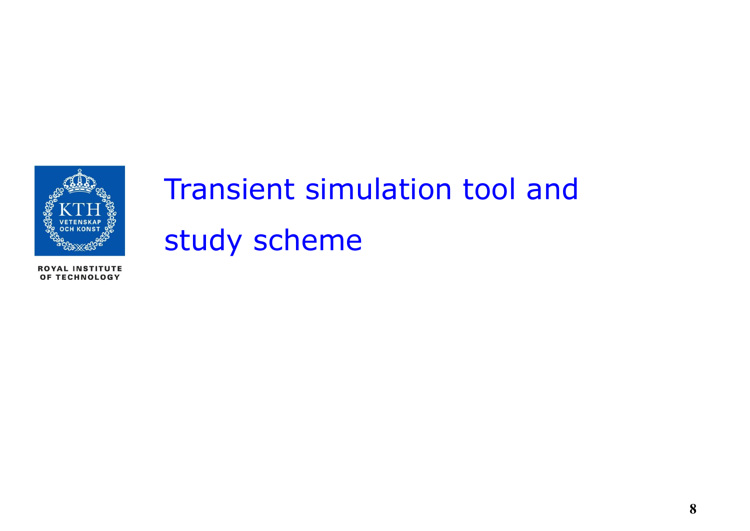# Transient simulation tool and study scheme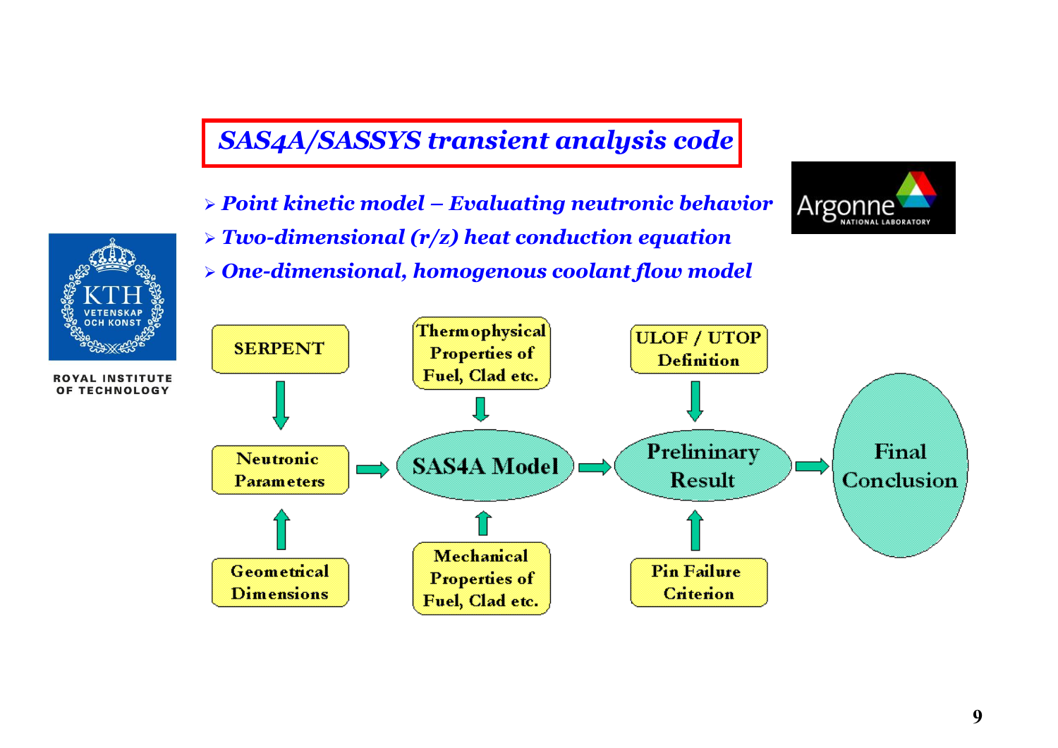## *SAS4A/SASSYS transient analysis code*

- ***Point kinetic model – Evaluating neutronic behavior***
- ***Two-dimensional (r/z) heat conduction equation***
- ***One-dimensional, homogenous coolant flow model***

SERPENT → Neutronic Parameters ← Geometrical Dimensions

Neutronic Parameters → SAS4A Model

Thermophysical Properties of Fuel, Clad etc. → SAS4A Model ← Mechanical Properties of Fuel, Clad etc.

SAS4A Model → Preliminary Result

ULOF / UTOP Definition → Preliminary Result ← Pin Failure Criterion

Preliminary Result → Final Conclusion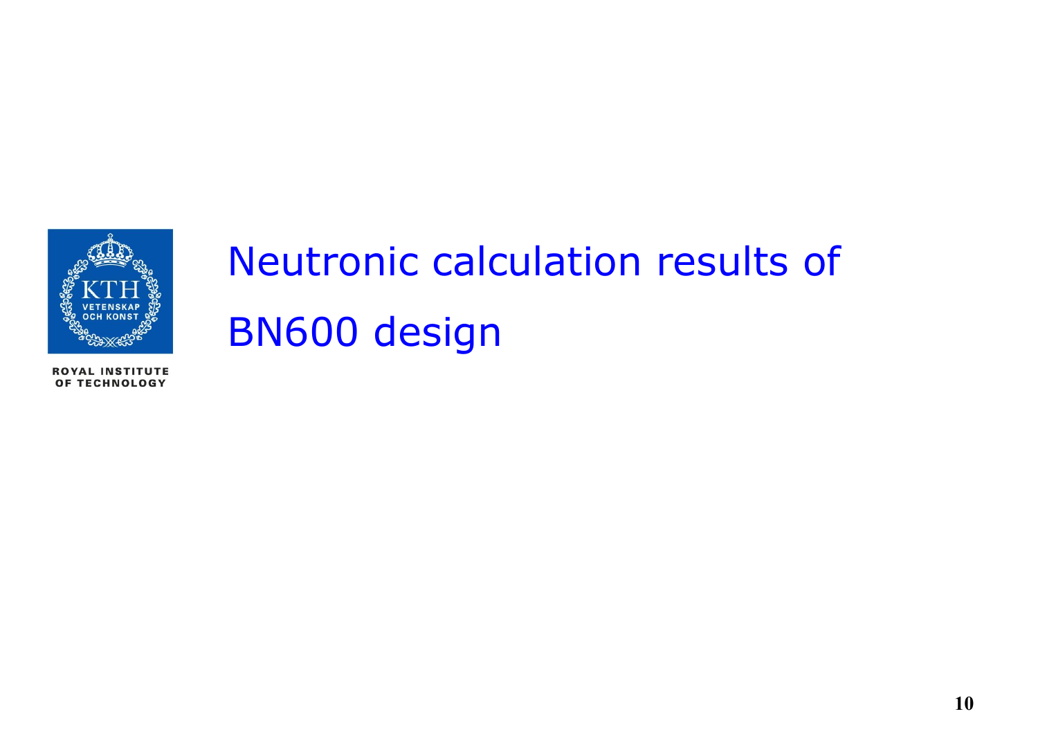# Neutronic calculation results of BN600 design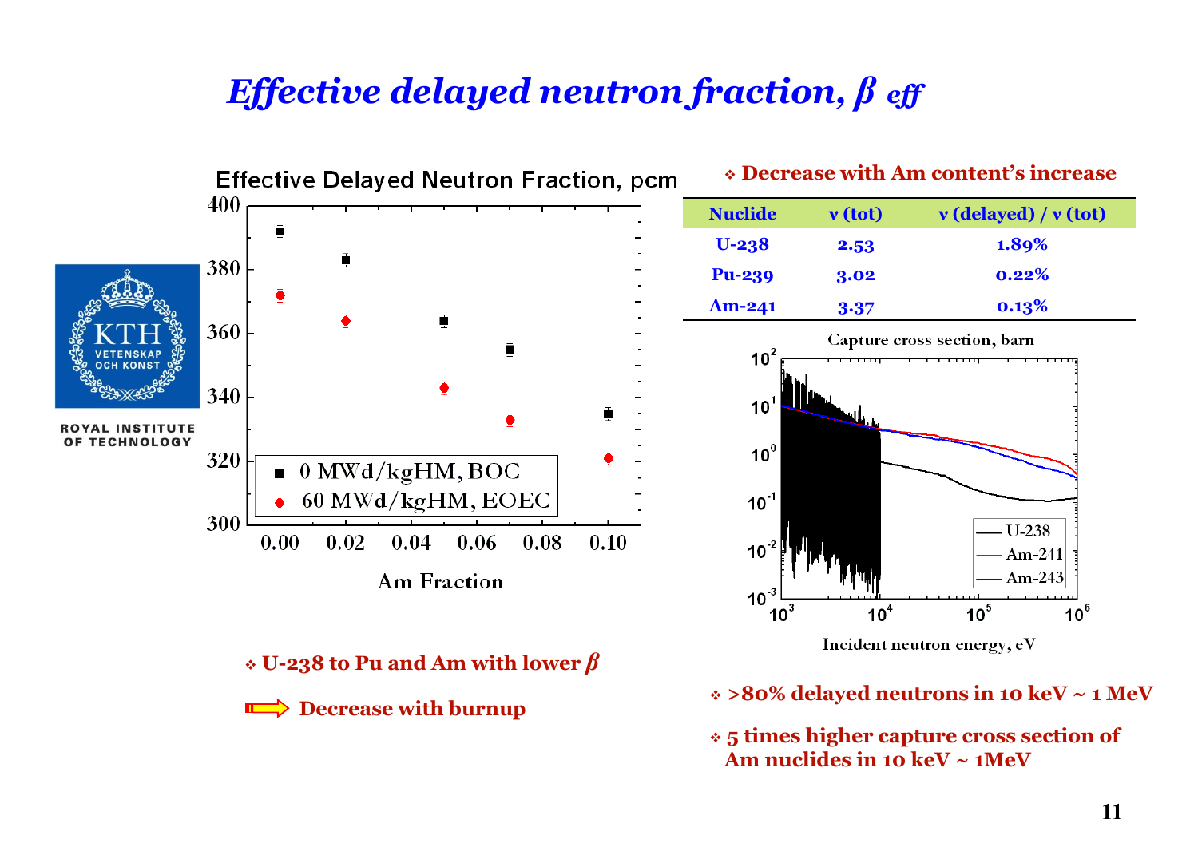# *Effective delayed neutron fraction, $\beta_{eff}$*

Effective Delayed Neutron Fraction, pcm

- Decrease with Am content's increase

| Nuclide | ν (tot) | ν (delayed) / ν (tot) |
|---|---|---|
| U-238 | 2.53 | 1.89% |
| Pu-239 | 3.02 | 0.22% |
| Am-241 | 3.37 | 0.13% |

Capture cross section, barn

- U-238 to Pu and Am with lower $\beta$

⇒ Decrease with burnup

- >80% delayed neutrons in 10 keV ~ 1 MeV
- 5 times higher capture cross section of Am nuclides in 10 keV ~ 1MeV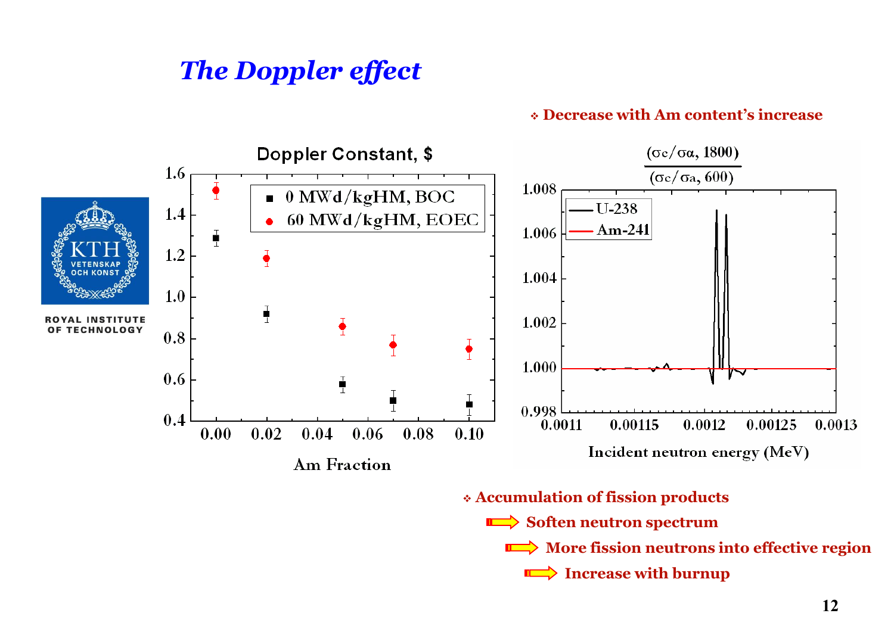# *The Doppler effect*

- **Decrease with Am content's increase**

- **Accumulation of fission products**
  - ⇒ **Soften neutron spectrum**
    - ⇒ **More fission neutrons into effective region**
      - ⇒ **Increase with burnup**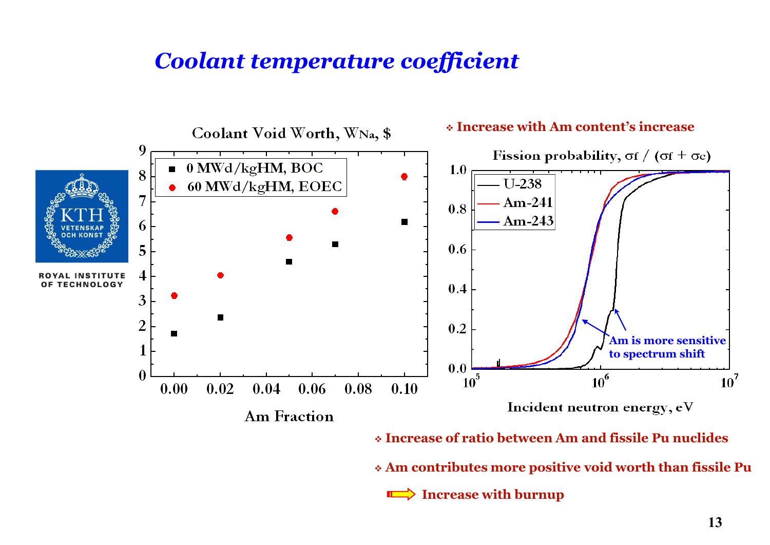# Coolant temperature coefficient

Coolant Void Worth, $W_{Na}$, $

| Am Fraction | 0 MWd/kgHM, BOC | 60 MWd/kgHM, EOEC |
|---|---|---|
| 0.00 | 1.7 | 3.2 |
| 0.02 | 2.35 | 4.05 |
| 0.05 | 4.6 | 5.55 |
| 0.07 | 5.3 | 6.6 |
| 0.10 | 6.2 | 8.0 |

- Increase with Am content's increase

Fission probability, $\sigma_f / (\sigma_f + \sigma_c)$

U-238, Am-241, Am-243 — Incident neutron energy, eV

Am is more sensitive to spectrum shift

- Increase of ratio between Am and fissile Pu nuclides
- Am contributes more positive void worth than fissile Pu

⇒ Increase with burnup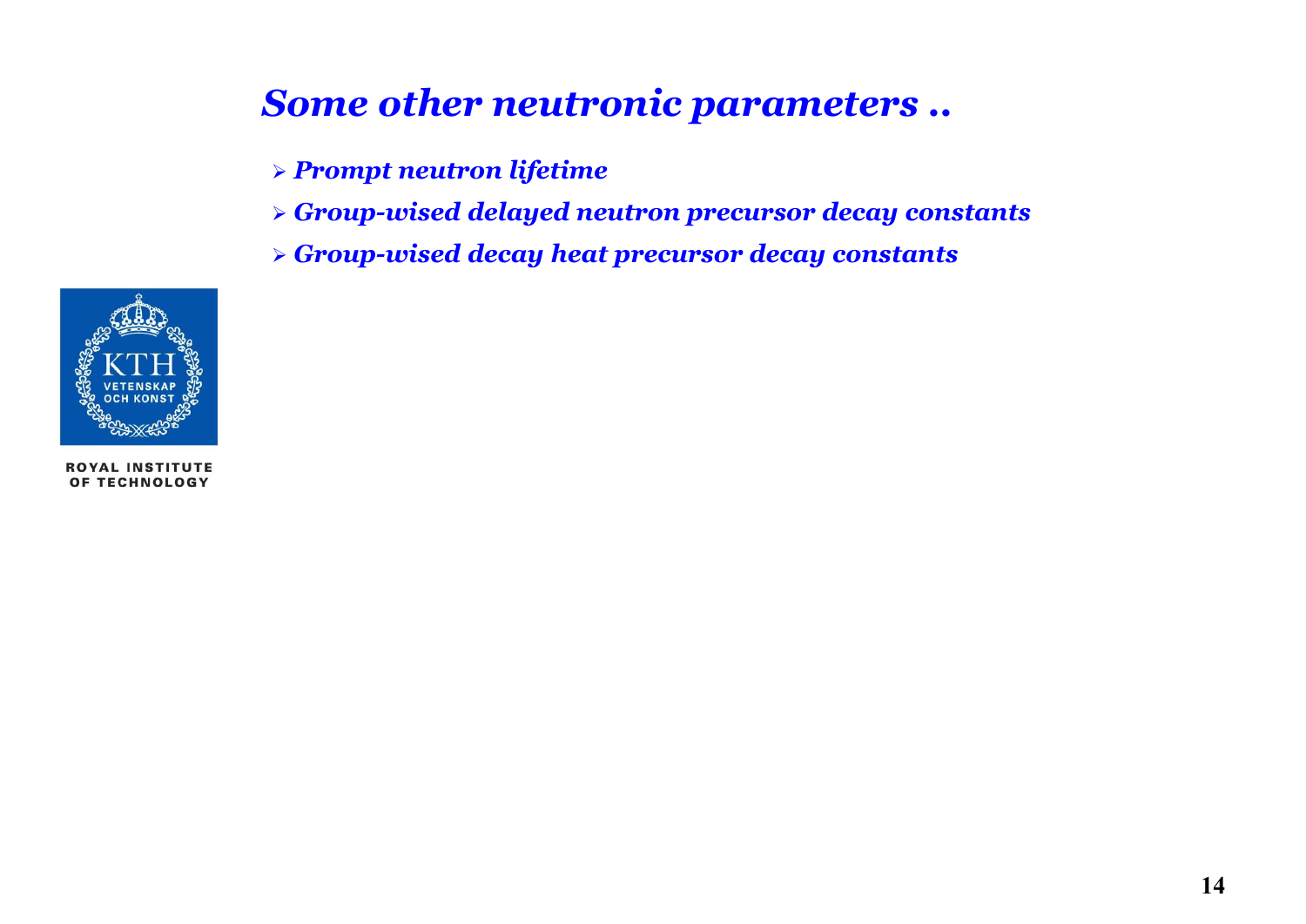# *Some other neutronic parameters ..*

- ***Prompt neutron lifetime***
- ***Group-wised delayed neutron precursor decay constants***
- ***Group-wised decay heat precursor decay constants***

ROYAL INSTITUTE OF TECHNOLOGY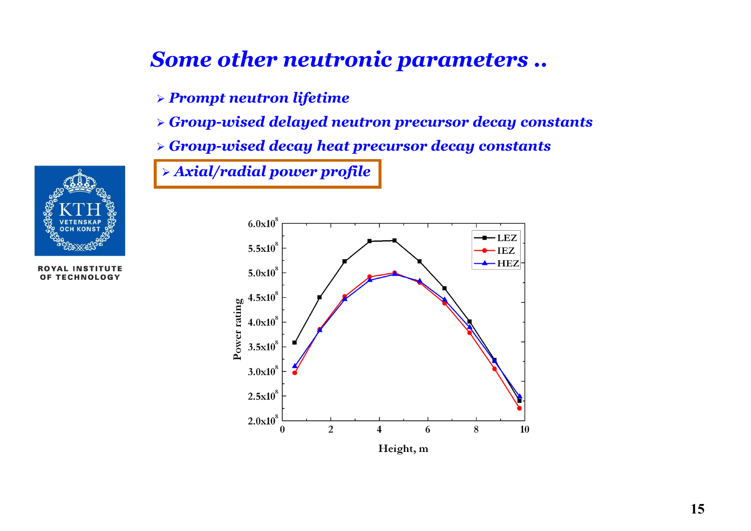# Some other neutronic parameters ..

- *Prompt neutron lifetime*
- *Group-wised delayed neutron precursor decay constants*
- *Group-wised decay heat precursor decay constants*
- *Axial/radial power profile*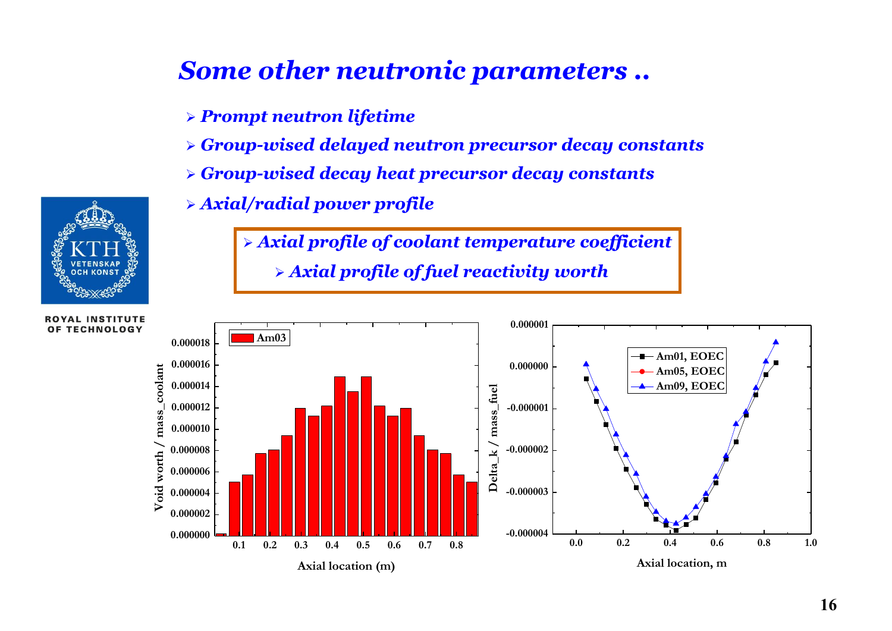# Some other neutronic parameters ..

- *Prompt neutron lifetime*
- *Group-wised delayed neutron precursor decay constants*
- *Group-wised decay heat precursor decay constants*
- *Axial/radial power profile*

> - *Axial profile of coolant temperature coefficient*
>   - *Axial profile of fuel reactivity worth*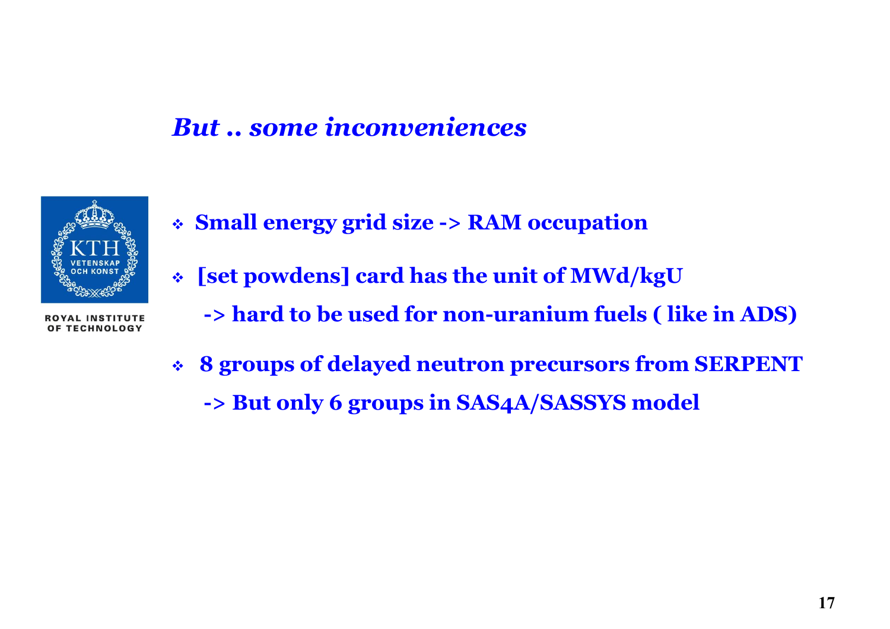## *But .. some inconveniences*

- **Small energy grid size -> RAM occupation**
- **[set powdens] card has the unit of MWd/kgU**
  **-> hard to be used for non-uranium fuels ( like in ADS)**
- **8 groups of delayed neutron precursors from SERPENT**
  **-> But only 6 groups in SAS4A/SASSYS model**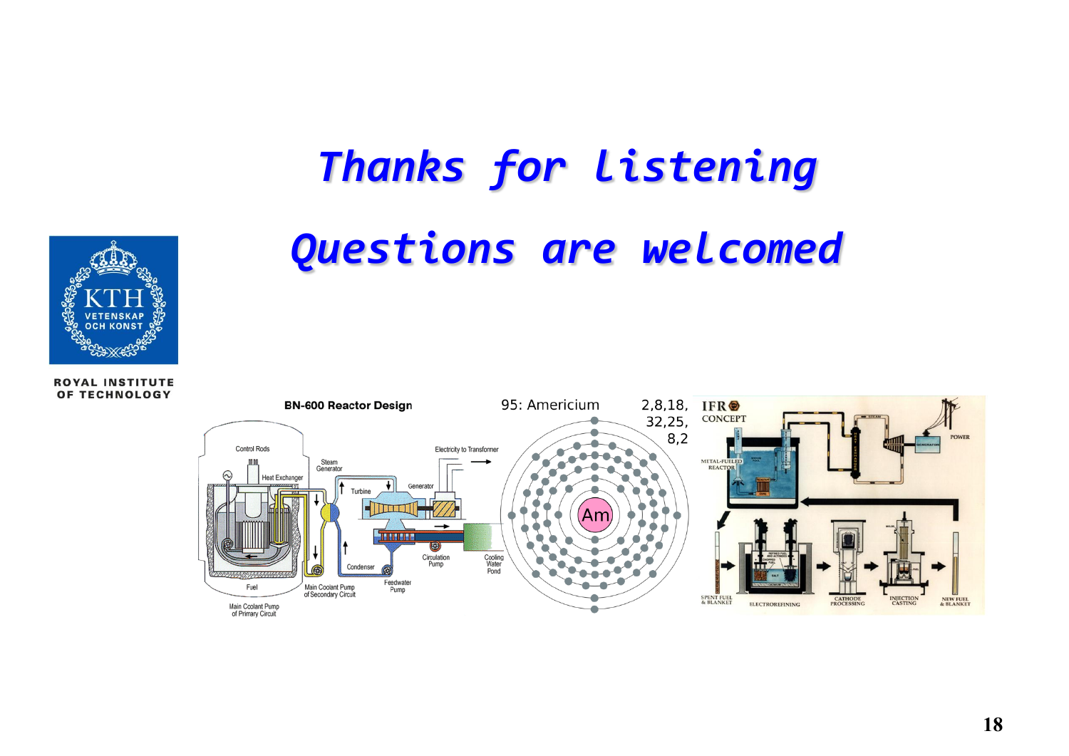# Thanks for listening

# Questions are welcomed

ROYAL INSTITUTE OF TECHNOLOGY

BN-600 Reactor Design

Control Rods
Steam Generator
Heat Exchanger
Turbine
Generator
Electricity to Transformer
Condenser
Circulation Pump
Cooling Water Pond
Feedwater Pump
Fuel
Main Coolant Pump of Secondary Circuit
Main Coolant Pump of Primary Circuit

95: Americium

2,8,18, 32,25, 8,2

Am

IFR CONCEPT

METAL-FUELED REACTOR
POWER
SPENT FUEL & BLANKET
ELECTROREFINING
CATHODE PROCESSING
INJECTION CASTING
NEW FUEL & BLANKET